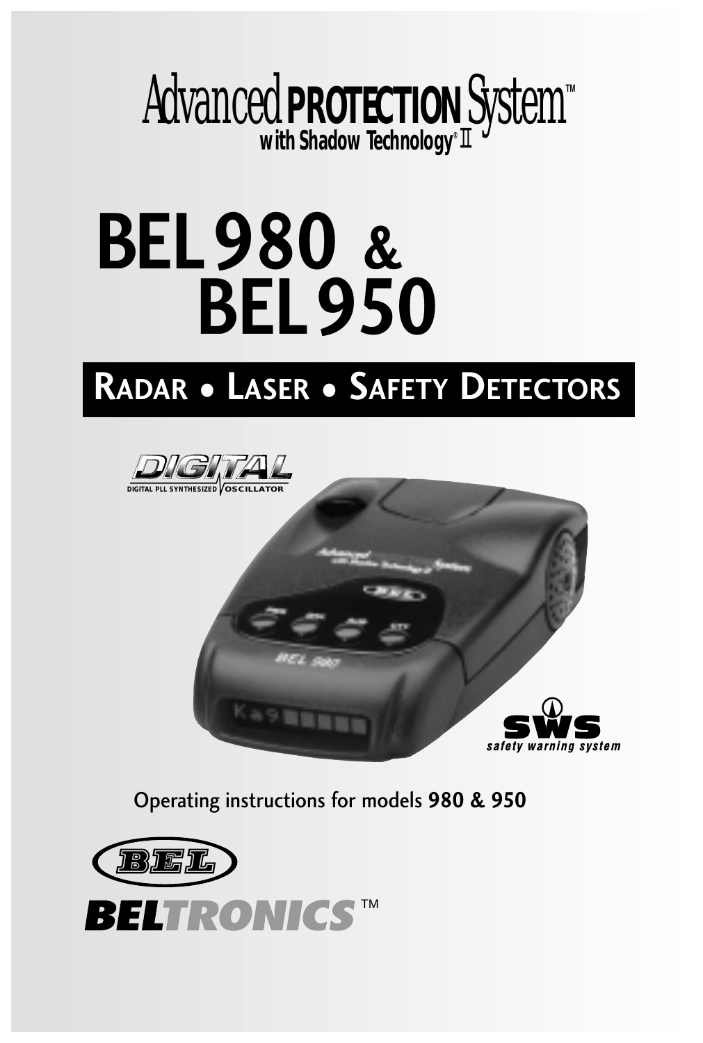# Advanced PROTECTION System™

**with Shadow Technology® II**

# BEL 980 & BEL 950

## RADAR • LASER • SAFETY DETECTORS

DIGITAL

DIGITAL PLL SYNTHESIZED OSCILLATOR

SWS

*safety warning system*

Operating instructions for models **980 & 950**

BEL

**BELTRONICS™**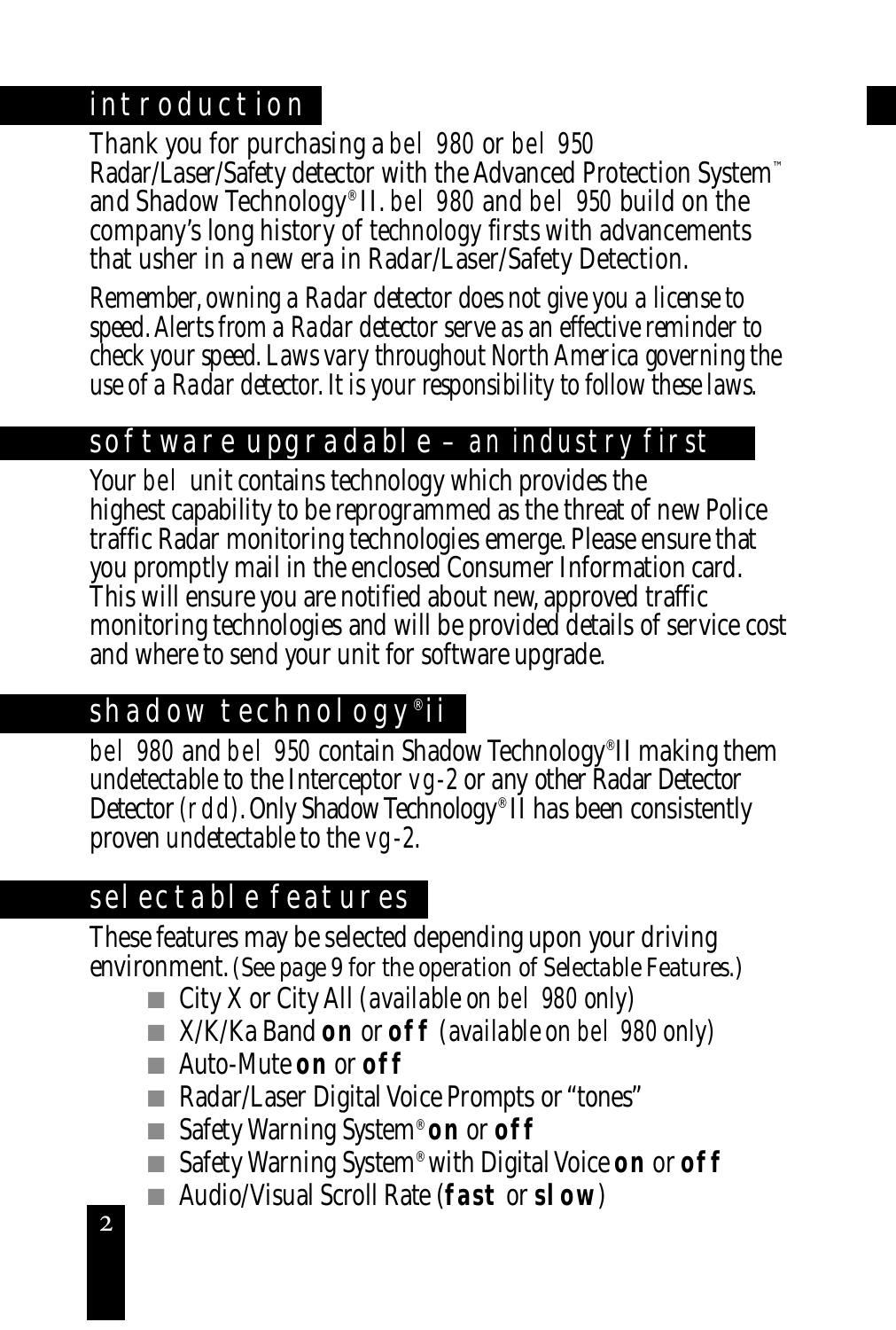## introduction

Thank you for purchasing a *bel 980* or *bel 950* Radar/Laser/Safety detector with the Advanced Protection System™ and Shadow Technology® II. *bel 980* and *bel 950* build on the company's long history of technology firsts with advancements that usher in a new era in Radar/Laser/Safety Detection.

*Remember, owning a Radar detector does not give you a license to speed. Alerts from a Radar detector serve as an effective reminder to check your speed. Laws vary throughout North America governing the use of a Radar detector. It is your responsibility to follow these laws.*

## software upgradable – an industry first

Your *bel* unit contains technology which provides the highest capability to be reprogrammed as the threat of new Police traffic Radar monitoring technologies emerge. Please ensure that you promptly mail in the enclosed Consumer Information card. This will ensure you are notified about new, approved traffic monitoring technologies and will be provided details of service cost and where to send your unit for software upgrade.

## shadow technology® ii

*bel 980* and *bel 950* contain Shadow Technology® II making them undetectable to the Interceptor *vg-2* or any other Radar Detector Detector *(rdd)*. Only Shadow Technology® II has been consistently proven undetectable to the *vg-2*.

## selectable features

These features may be selected depending upon your driving environment. (See page 9 for the operation of Selectable Features.)

- City X or City All (available on *bel 980* only)
- X/K/Ka Band **on** or **off** (available on *bel 980* only)
- Auto-Mute **on** or **off**
- Radar/Laser Digital Voice Prompts or "tones"
- Safety Warning System® **on** or **off**
- Safety Warning System® with Digital Voice **on** or **off**
- Audio/Visual Scroll Rate (**fast** or **slow**)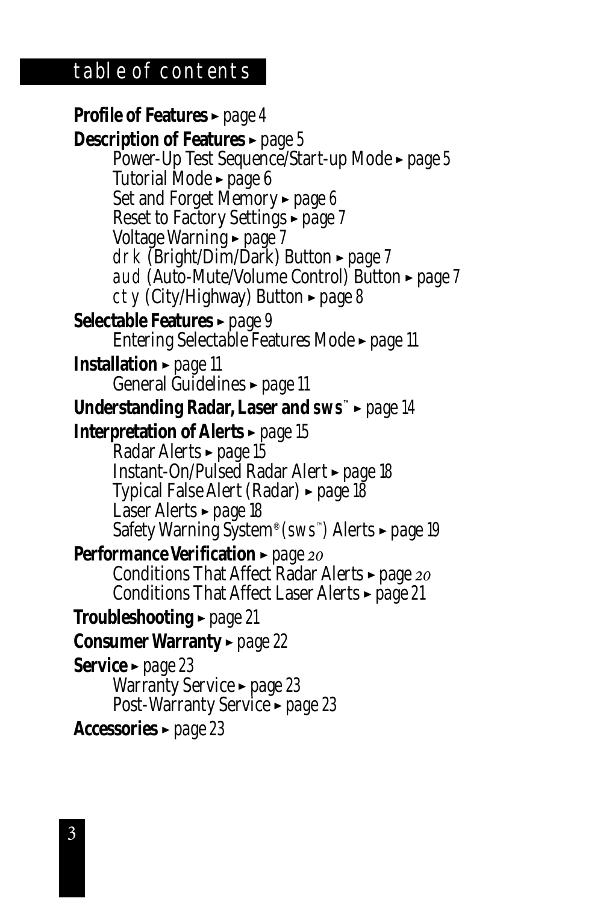# table of contents

**Profile of Features** ► page 4

**Description of Features** ► page 5

- Power-Up Test Sequence/Start-up Mode ► page 5
- Tutorial Mode ► page 6
- Set and Forget Memory ► page 6
- Reset to Factory Settings ► page 7
- Voltage Warning ► page 7
- drk (Bright/Dim/Dark) Button ► page 7
- aud (Auto-Mute/Volume Control) Button ► page 7
- cty (City/Highway) Button ► page 8

**Selectable Features** ► page 9

- Entering Selectable Features Mode ► page 11

**Installation** ► page 11

- General Guidelines ► page 11

**Understanding Radar, Laser and sws™** ► page 14

**Interpretation of Alerts** ► page 15

- Radar Alerts ► page 15
- Instant-On/Pulsed Radar Alert ► page 18
- Typical False Alert (Radar) ► page 18
- Laser Alerts ► page 18
- Safety Warning System® (sws™) Alerts ► page 19

**Performance Verification** ► page 20

- Conditions That Affect Radar Alerts ► page 20
- Conditions That Affect Laser Alerts ► page 21

**Troubleshooting** ► page 21

**Consumer Warranty** ► page 22

**Service** ► page 23

- Warranty Service ► page 23
- Post-Warranty Service ► page 23

**Accessories** ► page 23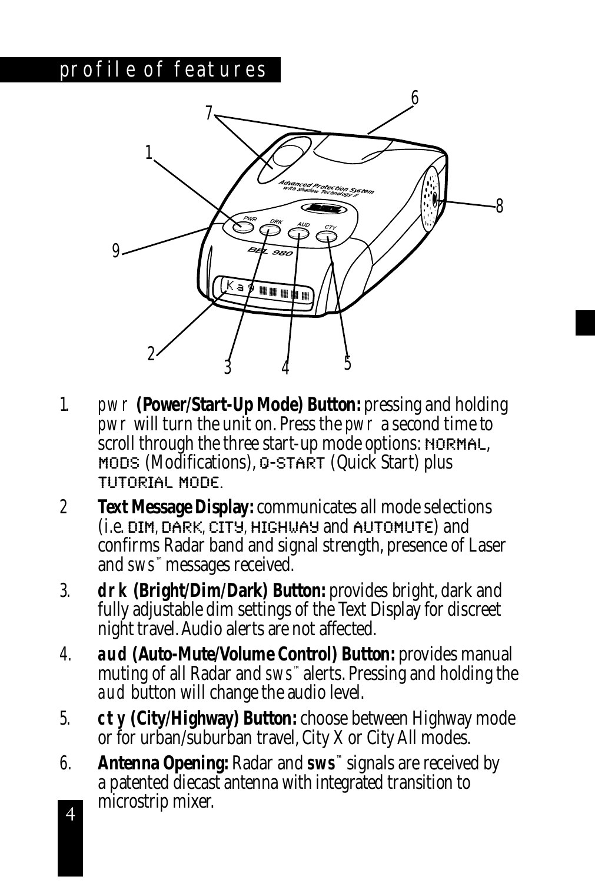## profile of features

1. *pwr* **(Power/Start-Up Mode) Button:** pressing and holding *pwr* will turn the unit on. Press the *pwr* a second time to scroll through the three start-up mode options: NORMAL, MODS (Modifications), Q-START (Quick Start) plus TUTORIAL MODE.
2. **Text Message Display:** communicates all mode selections (i.e. DIM, DARK, CITY, HIGHWAY and AUTOMUTE) and confirms Radar band and signal strength, presence of Laser and *sws*™ messages received.
3. ***drk* (Bright/Dim/Dark) Button:** provides bright, dark and fully adjustable dim settings of the Text Display for discreet night travel. Audio alerts are not affected.
4. ***aud* (Auto-Mute/Volume Control) Button:** provides manual muting of all Radar and *sws*™ alerts. Pressing and holding the *aud* button will change the audio level.
5. ***cty* (City/Highway) Button:** choose between Highway mode or for urban/suburban travel, City X or City All modes.
6. **Antenna Opening:** Radar and ***sws***™ signals are received by a patented diecast antenna with integrated transition to microstrip mixer.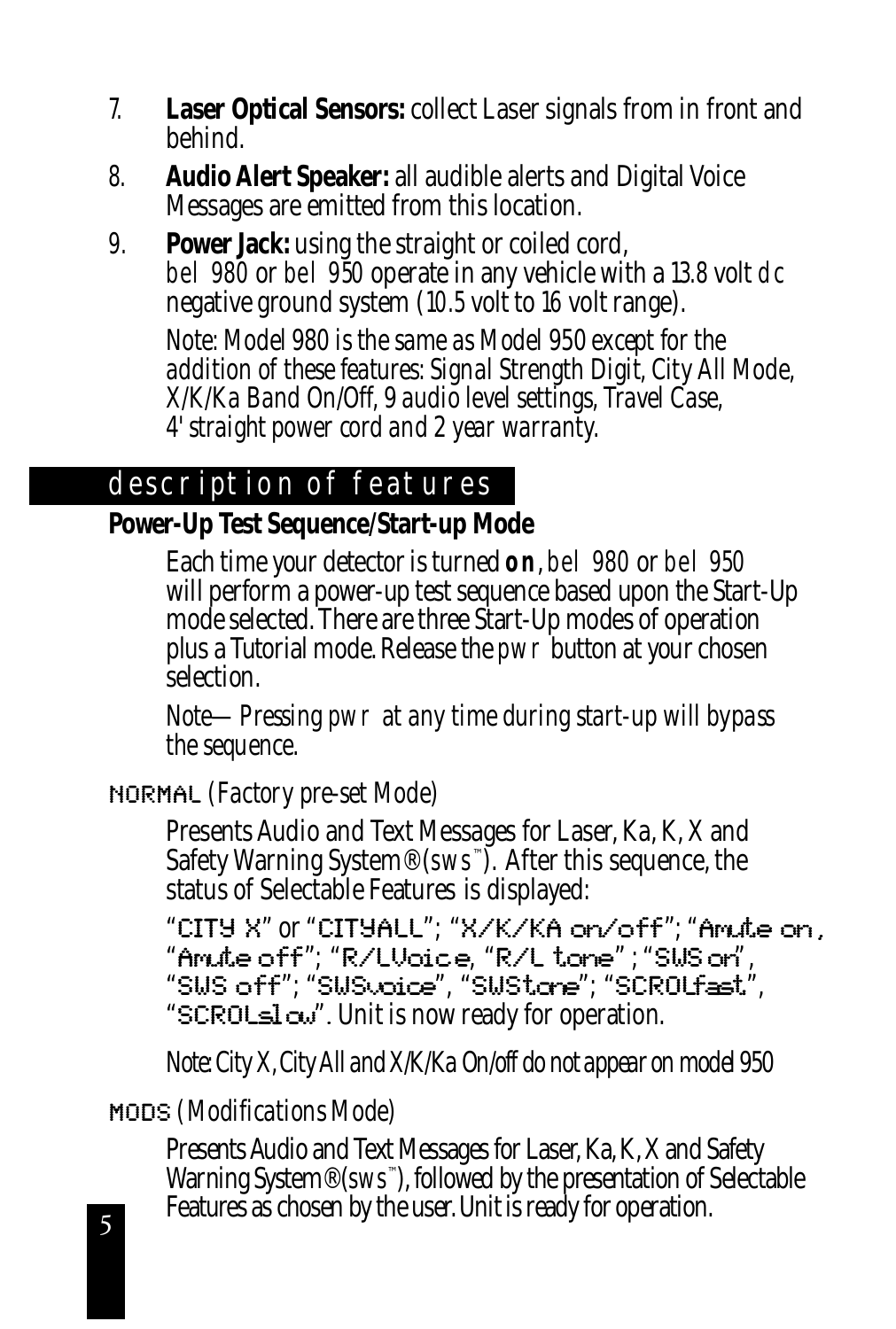7. **Laser Optical Sensors:** collect Laser signals from in front and behind.
8. **Audio Alert Speaker:** all audible alerts and Digital Voice Messages are emitted from this location.
9. **Power Jack:** using the straight or coiled cord, *bel 980* or *bel 950* operate in any vehicle with a 13.8 volt *dc* negative ground system (10.5 volt to 16 volt range).

   *Note: Model 980 is the same as Model 950 except for the addition of these features: Signal Strength Digit, City All Mode, X/K/Ka Band On/Off, 9 audio level settings, Travel Case, 4' straight power cord and 2 year warranty.*

## description of features

### Power-Up Test Sequence/Start-up Mode

Each time your detector is turned **on**, *bel 980* or *bel 950* will perform a power-up test sequence based upon the Start-Up mode selected. There are three Start-Up modes of operation plus a Tutorial mode. Release the *pwr* button at your chosen selection.

*Note—Pressing pwr at any time during start-up will bypass the sequence.*

NORMAL *(Factory pre-set Mode)*

Presents Audio and Text Messages for Laser, Ka, K, X and Safety Warning System® (*sws*™). After this sequence, the status of Selectable Features is displayed:

"CITY X" or "CITYALL"; "X/K/KA on/off"; "Amute on", "Amute off"; "R/LVoice", "R/L tone"; "SWS on", "SWS off"; "SWSvoice", "SWStone"; "SCROLfast", "SCROLslow". Unit is now ready for operation.

*Note: City X, City All and X/K/Ka On/off do not appear on model 950*

MODS *(Modifications Mode)*

Presents Audio and Text Messages for Laser, Ka, K, X and Safety Warning System® (*sws*™), followed by the presentation of Selectable Features as chosen by the user. Unit is ready for operation.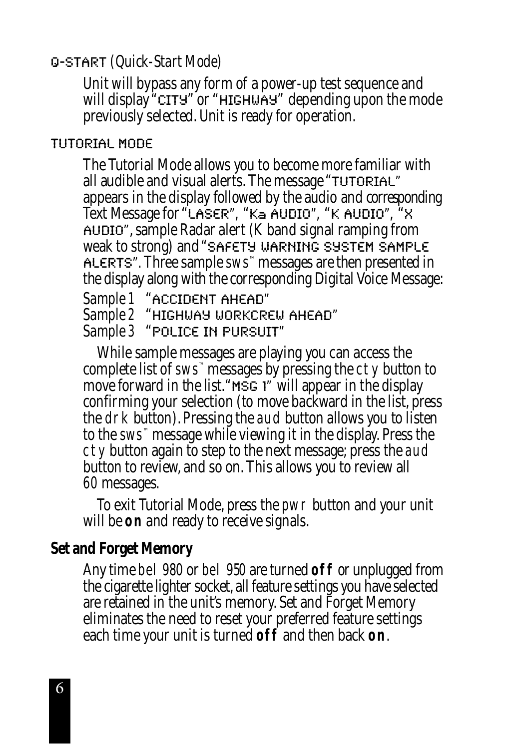Q-START *(Quick-Start Mode)*

Unit will bypass any form of a power-up test sequence and will display "CITY" or "HIGHWAY" depending upon the mode previously selected. Unit is ready for operation.

TUTORIAL MODE

The Tutorial Mode allows you to become more familiar with all audible and visual alerts. The message "TUTORIAL" appears in the display followed by the audio and corresponding Text Message for "LASER", "Ka AUDIO", "K AUDIO", "X AUDIO", sample Radar alert (K band signal ramping from weak to strong) and "SAFETY WARNING SYSTEM SAMPLE ALERTS". Three sample *sws*™ messages are then presented in the display along with the corresponding Digital Voice Message:

*Sample 1* "ACCIDENT AHEAD"
*Sample 2* "HIGHWAY WORKCREW AHEAD"
*Sample 3* "POLICE IN PURSUIT"

While sample messages are playing you can access the complete list of *sws*™ messages by pressing the *cty* button to move forward in the list. "MSG 1" will appear in the display confirming your selection (to move backward in the list, press the *drk* button). Pressing the *aud* button allows you to listen to the *sws*™ message while viewing it in the display. Press the *cty* button again to step to the next message; press the *aud* button to review, and so on. This allows you to review all 60 messages.

To exit Tutorial Mode, press the *pwr* button and your unit will be **on** and ready to receive signals.

## Set and Forget Memory

Any time *bel 980* or *bel 950* are turned **off** or unplugged from the cigarette lighter socket, all feature settings you have selected are retained in the unit's memory. Set and Forget Memory eliminates the need to reset your preferred feature settings each time your unit is turned **off** and then back **on**.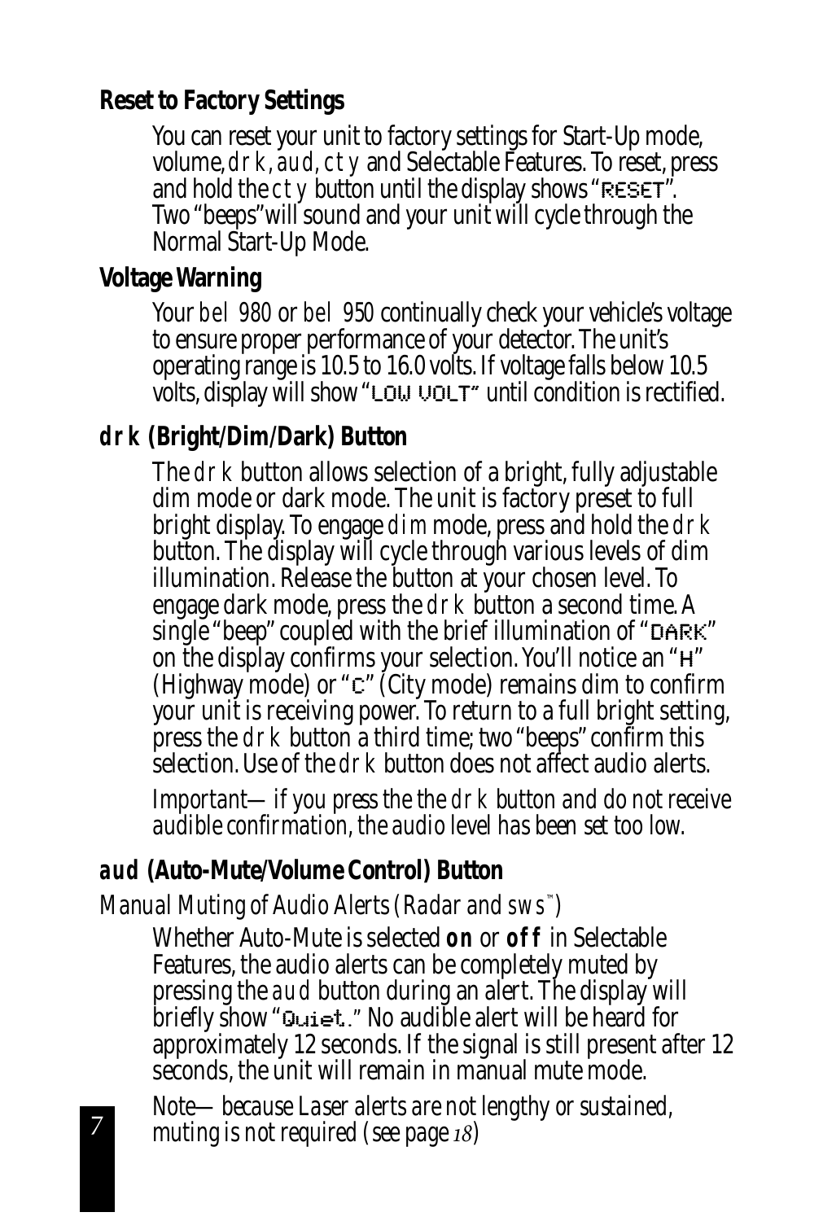## Reset to Factory Settings

You can reset your unit to factory settings for Start-Up mode, volume, *drk*, *aud*, *cty* and Selectable Features. To reset, press and hold the *cty* button until the display shows "RESET". Two "beeps" will sound and your unit will cycle through the Normal Start-Up Mode.

## Voltage Warning

Your *bel 980* or *bel 950* continually check your vehicle's voltage to ensure proper performance of your detector. The unit's operating range is 10.5 to 16.0 volts. If voltage falls below 10.5 volts, display will show "LOW VOLT" until condition is rectified.

## *drk* (Bright/Dim/Dark) Button

The *drk* button allows selection of a bright, fully adjustable dim mode or dark mode. The unit is factory preset to full bright display. To engage *dim* mode, press and hold the *drk* button. The display will cycle through various levels of dim illumination. Release the button at your chosen level. To engage dark mode, press the *drk* button a second time. A single "beep" coupled with the brief illumination of "DARK" on the display confirms your selection. You'll notice an "H" (Highway mode) or "C" (City mode) remains dim to confirm your unit is receiving power. To return to a full bright setting, press the *drk* button a third time; two "beeps" confirm this selection. Use of the *drk* button does not affect audio alerts.

*Important—if you press the the drk button and do not receive audible confirmation, the audio level has been set too low.*

## *aud* (Auto-Mute/Volume Control) Button

*Manual Muting of Audio Alerts (Radar and sws™)*

Whether Auto-Mute is selected **on** or **off** in Selectable Features, the audio alerts can be completely muted by pressing the *aud* button during an alert. The display will briefly show "Quiet." No audible alert will be heard for approximately 12 seconds. If the signal is still present after 12 seconds, the unit will remain in manual mute mode.

*Note—because Laser alerts are not lengthy or sustained, muting is not required (see page 18)*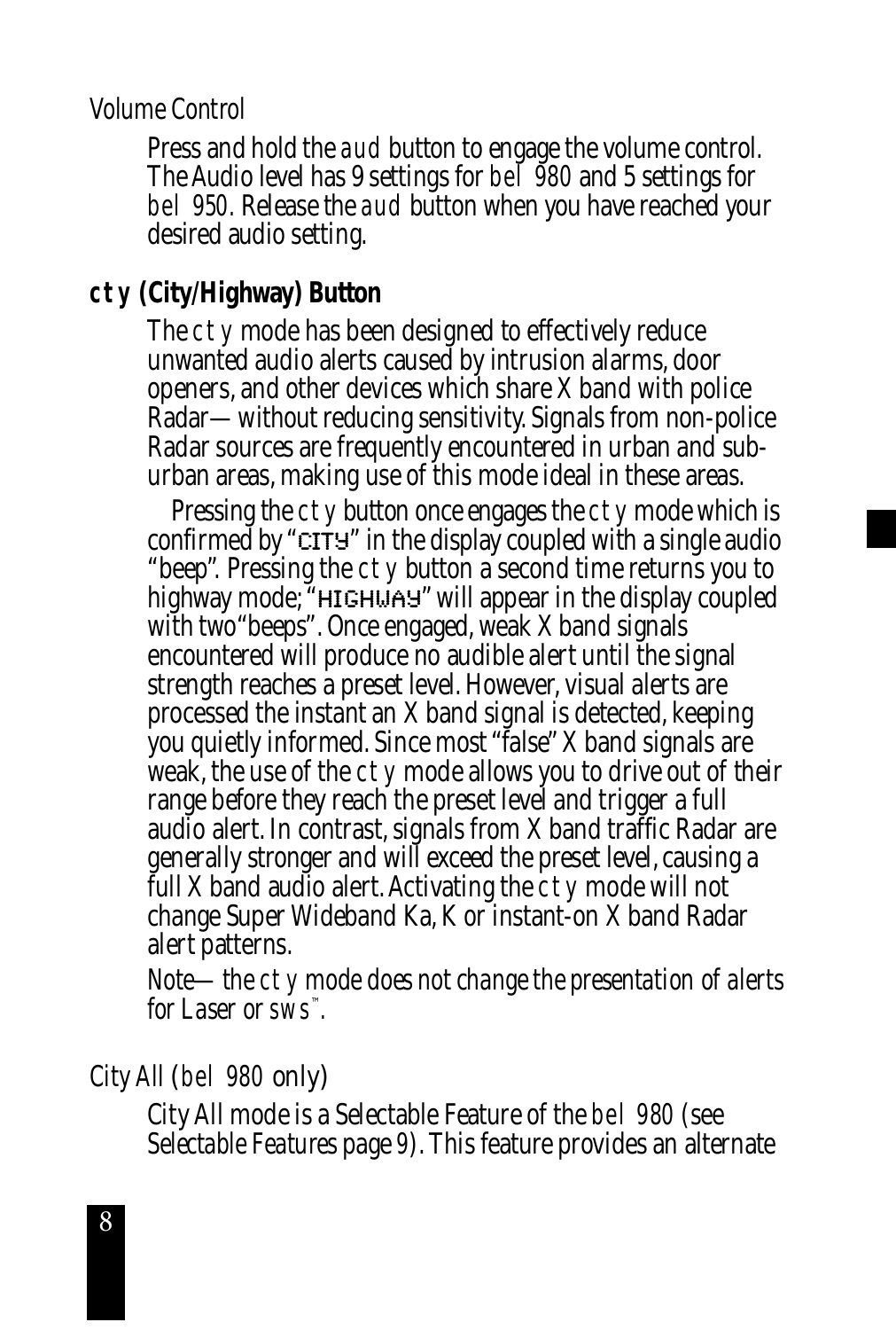Volume Control

Press and hold the *aud* button to engage the volume control. The Audio level has 9 settings for *bel 980* and 5 settings for *bel 950*. Release the *aud* button when you have reached your desired audio setting.

## *cty* (City/Highway) Button

The *cty* mode has been designed to effectively reduce unwanted audio alerts caused by intrusion alarms, door openers, and other devices which share X band with police Radar—without reducing sensitivity. Signals from non-police Radar sources are frequently encountered in urban and suburban areas, making use of this mode ideal in these areas.

Pressing the *cty* button once engages the *cty* mode which is confirmed by "CITY" in the display coupled with a single audio "beep". Pressing the *cty* button a second time returns you to highway mode; "HIGHWAY" will appear in the display coupled with two "beeps". Once engaged, weak X band signals encountered will produce no audible alert until the signal strength reaches a preset level. However, visual alerts are processed the instant an X band signal is detected, keeping you quietly informed. Since most "false" X band signals are weak, the use of the *cty* mode allows you to drive out of their range before they reach the preset level and trigger a full audio alert. In contrast, signals from X band traffic Radar are generally stronger and will exceed the preset level, causing a full X band audio alert. Activating the *cty* mode will not change Super Wideband Ka, K or instant-on X band Radar alert patterns.

*Note—the cty mode does not change the presentation of alerts for Laser or sws™.*

City All (*bel 980* only)

City All mode is a Selectable Feature of the *bel 980* (see *Selectable Features page 9*). This feature provides an alternate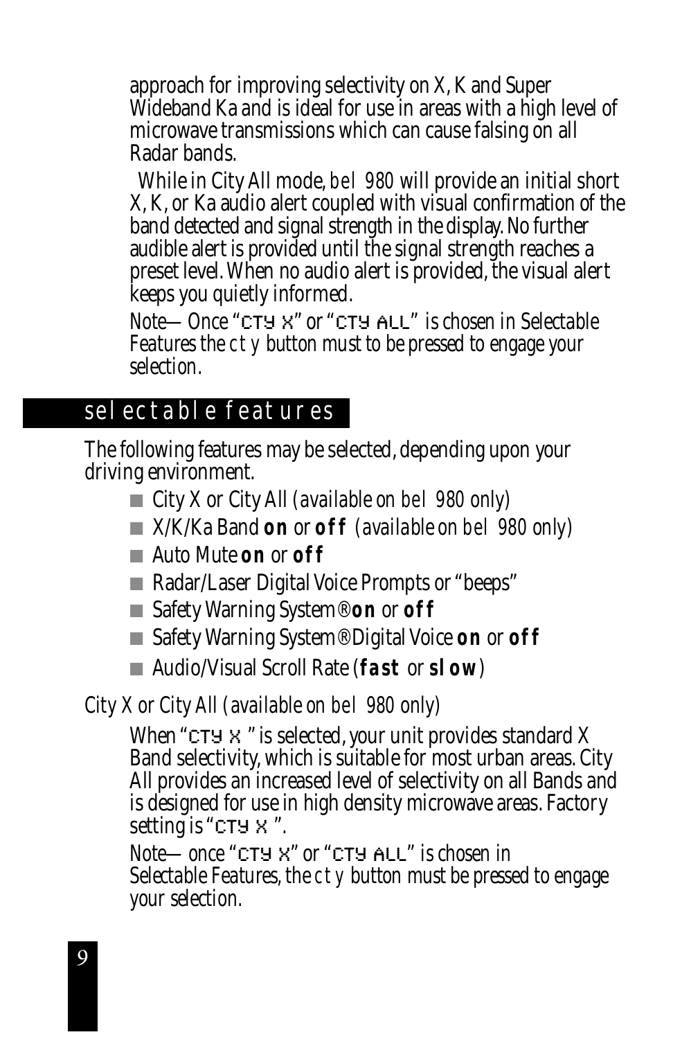approach for improving selectivity on X, K and Super Wideband Ka and is ideal for use in areas with a high level of microwave transmissions which can cause falsing on all Radar bands.

While in City All mode, *bel 980* will provide an initial short X, K, or Ka audio alert coupled with visual confirmation of the band detected and signal strength in the display. No further audible alert is provided until the signal strength reaches a preset level. When no audio alert is provided, the visual alert keeps you quietly informed.

*Note— Once "CTY X" or "CTY ALL" is chosen in Selectable Features the cty button must to be pressed to engage your selection.*

## selectable features

The following features may be selected, depending upon your driving environment.

- City X or City All *(available on bel 980 only)*
- X/K/Ka Band **on** or **off** *(available on bel 980 only)*
- Auto Mute **on** or **off**
- Radar/Laser Digital Voice Prompts or "beeps"
- Safety Warning System® **on** or **off**
- Safety Warning System® Digital Voice **on** or **off**
- Audio/Visual Scroll Rate (**fast** or **slow**)

City X or City All *(available on bel 980 only)*

When "CTY X" is selected, your unit provides standard X Band selectivity, which is suitable for most urban areas. City All provides an increased level of selectivity on all Bands and is designed for use in high density microwave areas. Factory setting is "CTY X".

*Note— once "CTY X" or "CTY ALL" is chosen in Selectable Features, the cty button must be pressed to engage your selection.*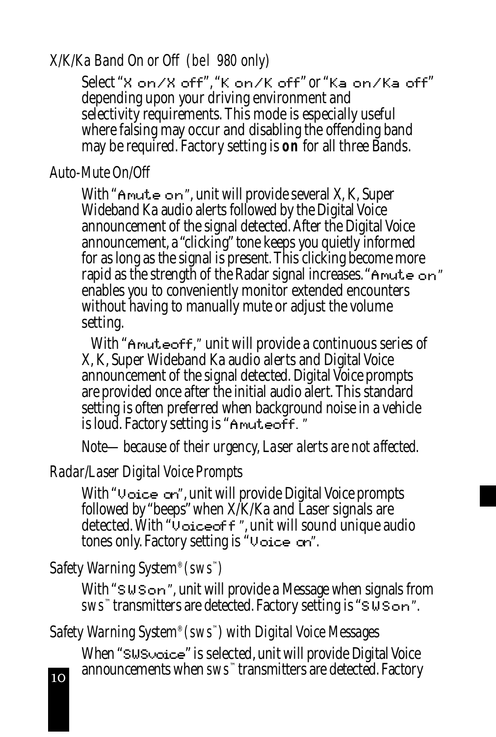### X/K/Ka Band On or Off *(bel 980 only)*

Select "X on/X off", "K on/K off" or "Ka on/Ka off" depending upon your driving environment and selectivity requirements. This mode is especially useful where falsing may occur and disabling the offending band may be required. Factory setting is ***on*** for all three Bands.

### Auto-Mute On/Off

With "Amute on", unit will provide several X, K, Super Wideband Ka audio alerts followed by the Digital Voice announcement of the signal detected. After the Digital Voice announcement, a "clicking" tone keeps you quietly informed for as long as the signal is present. This clicking become more rapid as the strength of the Radar signal increases. "Amute on" enables you to conveniently monitor extended encounters without having to manually mute or adjust the volume setting.

With "Amuteoff," unit will provide a continuous series of X, K, Super Wideband Ka audio alerts and Digital Voice announcement of the signal detected. Digital Voice prompts are provided once after the initial audio alert. This standard setting is often preferred when background noise in a vehicle is loud. Factory setting is "Amuteoff. "

*Note— because of their urgency, Laser alerts are not affected.*

### Radar/Laser Digital Voice Prompts

With "Voice on", unit will provide Digital Voice prompts followed by "beeps" when X/K/Ka and Laser signals are detected. With "Voiceoff ", unit will sound unique audio tones only. Factory setting is "Voice on".

### Safety Warning System® (*sws*™)

With "SWSon", unit will provide a Message when signals from *sws*™ transmitters are detected. Factory setting is "SWSon".

### Safety Warning System® (*sws*™) with Digital Voice Messages

When "SWSvoice" is selected, unit will provide Digital Voice announcements when *sws*™ transmitters are detected. Factory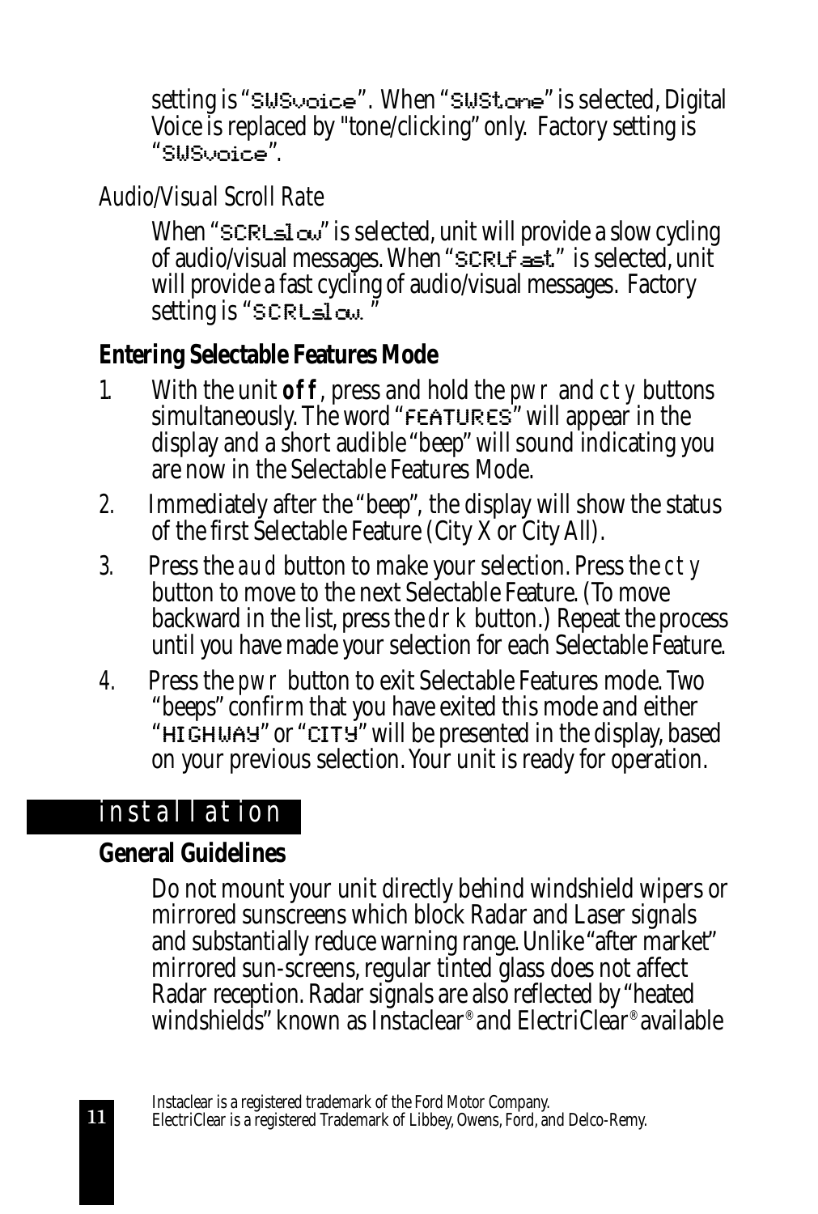setting is "SWSvoice". When "SWStone" is selected, Digital Voice is replaced by "tone/clicking" only. Factory setting is "SWSvoice".

*Audio/Visual Scroll Rate*

When "SCRLslow" is selected, unit will provide a slow cycling of audio/visual messages. When "SCRLfast" is selected, unit will provide a fast cycling of audio/visual messages. Factory setting is "SCRLslow."

**Entering Selectable Features Mode**

1. With the unit **off**, press and hold the *pwr* and *cty* buttons simultaneously. The word "FEATURES" will appear in the display and a short audible "beep" will sound indicating you are now in the Selectable Features Mode.
2. Immediately after the "beep", the display will show the status of the first Selectable Feature (City X or City All).
3. Press the *aud* button to make your selection. Press the *cty* button to move to the next Selectable Feature. (To move backward in the list, press the *drk* button.) Repeat the process until you have made your selection for each Selectable Feature.
4. Press the *pwr* button to exit Selectable Features mode. Two "beeps" confirm that you have exited this mode and either "HIGHWAY" or "CITY" will be presented in the display, based on your previous selection. Your unit is ready for operation.

## installation

**General Guidelines**

Do not mount your unit directly behind windshield wipers or mirrored sunscreens which block Radar and Laser signals and substantially reduce warning range. Unlike "after market" mirrored sun-screens, regular tinted glass does not affect Radar reception. Radar signals are also reflected by "heated windshields" known as Instaclear® and ElectriClear® available

Instaclear is a registered trademark of the Ford Motor Company.
ElectriClear is a registered Trademark of Libbey, Owens, Ford, and Delco-Remy.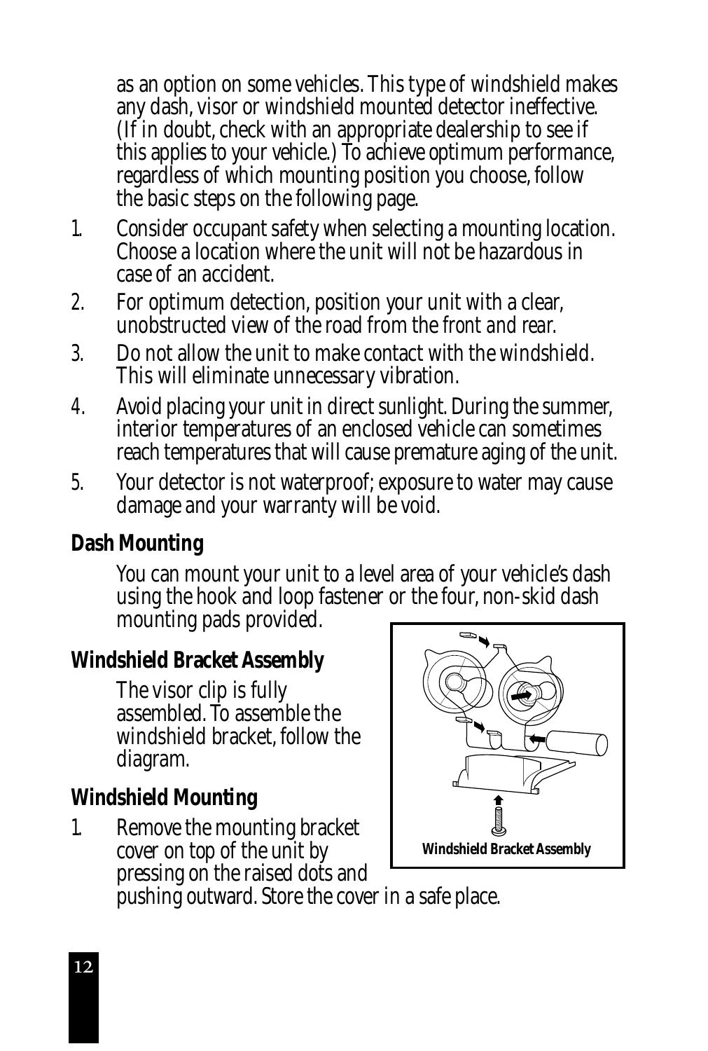as an option on some vehicles. This type of windshield makes any dash, visor or windshield mounted detector ineffective. (If in doubt, check with an appropriate dealership to see if this applies to your vehicle.) To achieve optimum performance, regardless of which mounting position you choose, follow the basic steps on the following page.

1. Consider occupant safety when selecting a mounting location. Choose a location where the unit will not be hazardous in case of an accident.
2. For optimum detection, position your unit with a clear, unobstructed view of the road from the front and rear.
3. Do not allow the unit to make contact with the windshield. This will eliminate unnecessary vibration.
4. Avoid placing your unit in direct sunlight. During the summer, interior temperatures of an enclosed vehicle can sometimes reach temperatures that will cause premature aging of the unit.
5. Your detector is not waterproof; exposure to water may cause damage and your warranty will be void.

**Dash Mounting**

You can mount your unit to a level area of your vehicle's dash using the hook and loop fastener or the four, non-skid dash mounting pads provided.

**Windshield Bracket Assembly**

The visor clip is fully assembled. To assemble the windshield bracket, follow the diagram.

**Windshield Bracket Assembly**

**Windshield Mounting**

1. Remove the mounting bracket cover on top of the unit by pressing on the raised dots and pushing outward. Store the cover in a safe place.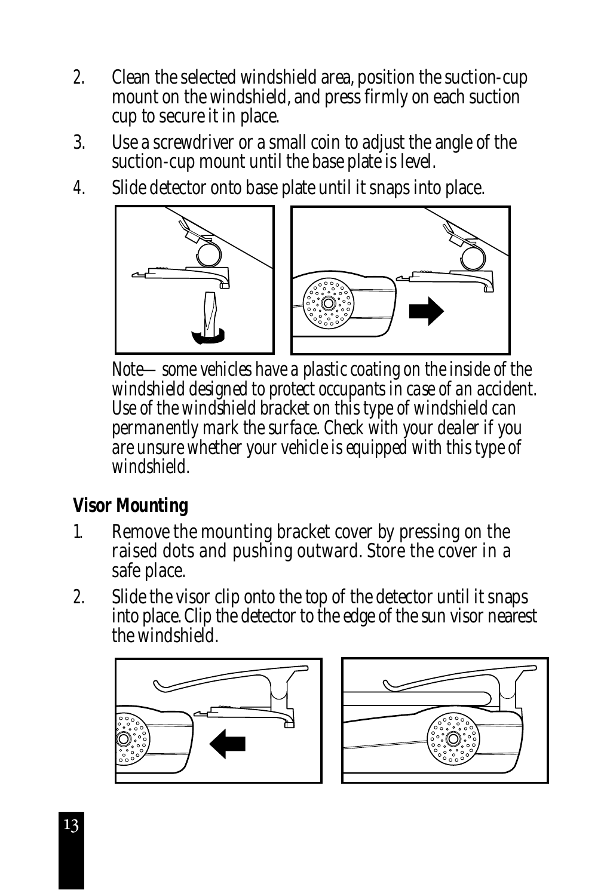2. Clean the selected windshield area, position the suction-cup mount on the windshield, and press firmly on each suction cup to secure it in place.
3. Use a screwdriver or a small coin to adjust the angle of the suction-cup mount until the base plate is level.
4. Slide detector onto base plate until it snaps into place.

*Note— some vehicles have a plastic coating on the inside of the windshield designed to protect occupants in case of an accident. Use of the windshield bracket on this type of windshield can permanently mark the surface. Check with your dealer if you are unsure whether your vehicle is equipped with this type of windshield.*

**Visor Mounting**

1. Remove the mounting bracket cover by pressing on the raised dots and pushing outward. Store the cover in a safe place.
2. Slide the visor clip onto the top of the detector until it snaps into place. Clip the detector to the edge of the sun visor nearest the windshield.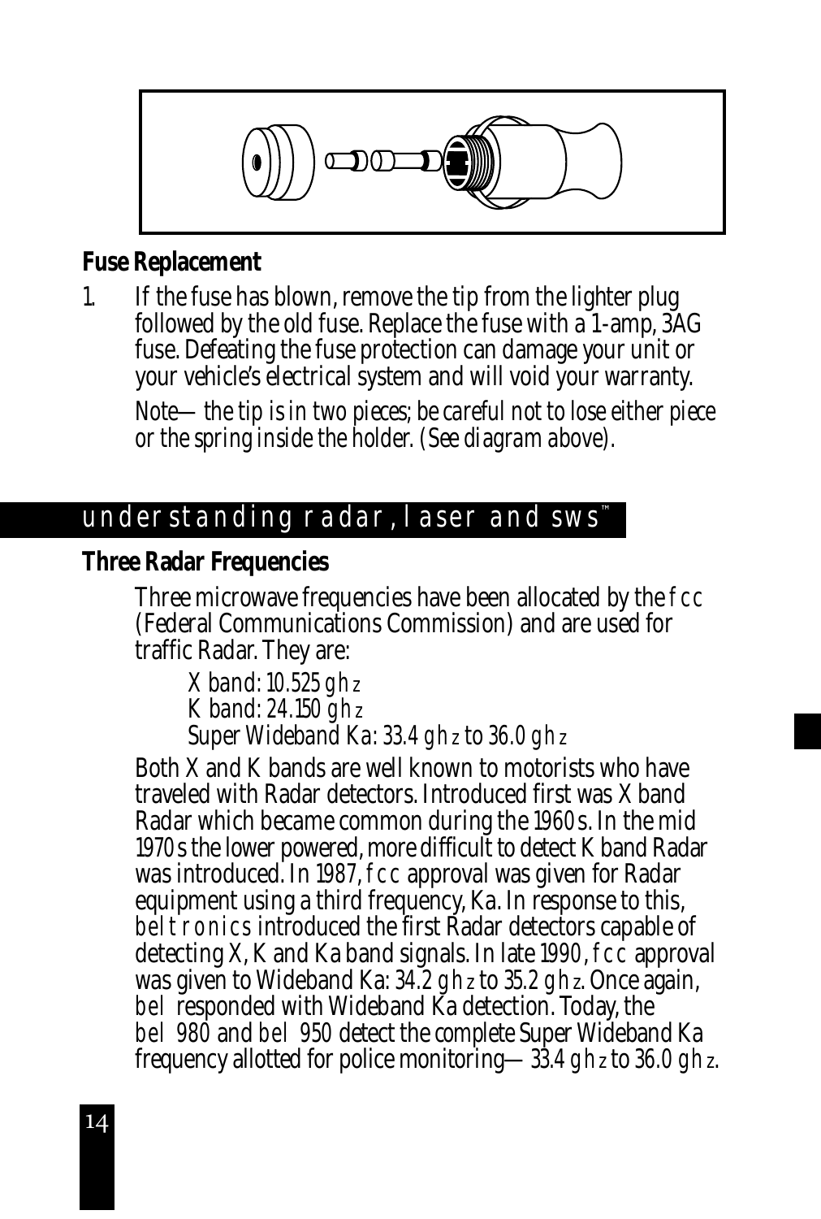## Fuse Replacement

1. If the fuse has blown, remove the tip from the lighter plug followed by the old fuse. Replace the fuse with a 1-amp, 3AG fuse. Defeating the fuse protection can damage your unit or your vehicle's electrical system and will void your warranty.

   *Note—the tip is in two pieces; be careful not to lose either piece or the spring inside the holder. (See diagram above).*

# understanding radar, laser and sws™

## Three Radar Frequencies

Three microwave frequencies have been allocated by the fcc (Federal Communications Commission) and are used for traffic Radar. They are:

X band: 10.525 ghz
K band: 24.150 ghz
Super Wideband Ka: 33.4 ghz to 36.0 ghz

Both X and K bands are well known to motorists who have traveled with Radar detectors. Introduced first was X band Radar which became common during the 1960s. In the mid 1970s the lower powered, more difficult to detect K band Radar was introduced. In 1987, fcc approval was given for Radar equipment using a third frequency, Ka. In response to this, beltronics introduced the first Radar detectors capable of detecting X, K and Ka band signals. In late 1990, fcc approval was given to Wideband Ka: 34.2 ghz to 35.2 ghz. Once again, bel responded with Wideband Ka detection. Today, the bel 980 and bel 950 detect the complete Super Wideband Ka frequency allotted for police monitoring—33.4 ghz to 36.0 ghz.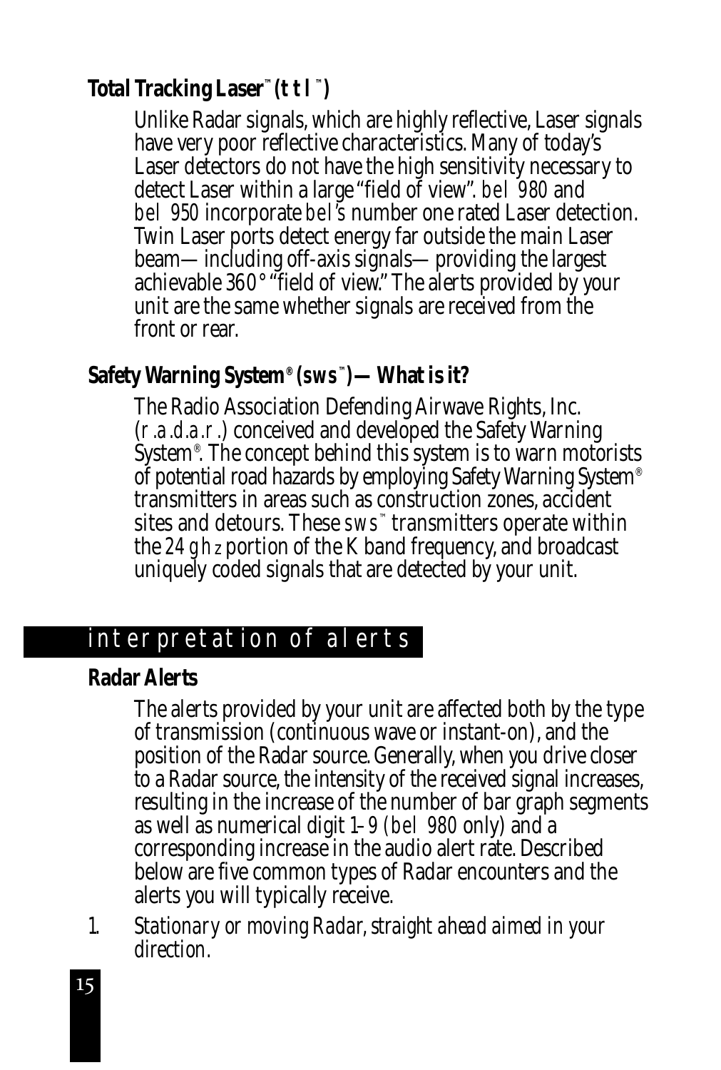### Total Tracking Laser™ (TTL™)

Unlike Radar signals, which are highly reflective, Laser signals have very poor reflective characteristics. Many of today's Laser detectors do not have the high sensitivity necessary to detect Laser within a large "field of view". BEL 980 and BEL 950 incorporate BEL's number one rated Laser detection. Twin Laser ports detect energy far outside the main Laser beam— including off-axis signals— providing the largest achievable 360° "field of view." The alerts provided by your unit are the same whether signals are received from the front or rear.

### Safety Warning System® (SWS™) — What is it?

The Radio Association Defending Airwave Rights, Inc. (R.A.D.A.R.) conceived and developed the Safety Warning System®. The concept behind this system is to warn motorists of potential road hazards by employing Safety Warning System® transmitters in areas such as construction zones, accident sites and detours. These SWS™ transmitters operate within the 24 GHz portion of the K band frequency, and broadcast uniquely coded signals that are detected by your unit.

## interpretation of alerts

### Radar Alerts

The alerts provided by your unit are affected both by the type of transmission (continuous wave or instant-on), and the position of the Radar source. Generally, when you drive closer to a Radar source, the intensity of the received signal increases, resulting in the increase of the number of bar graph segments as well as numerical digit 1–9 (BEL 980 only) and a corresponding increase in the audio alert rate. Described below are five common types of Radar encounters and the alerts you will typically receive.

1. *Stationary or moving Radar, straight ahead aimed in your direction.*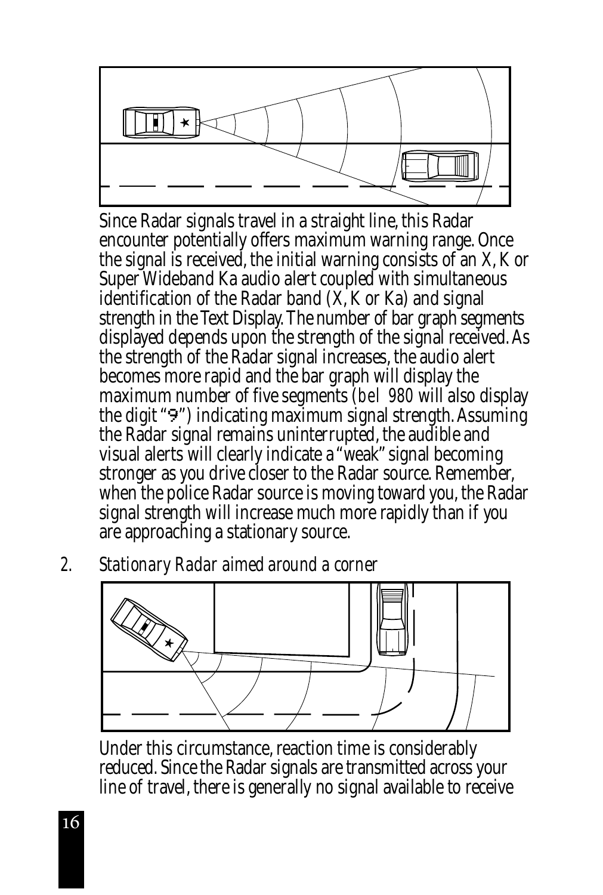Since Radar signals travel in a straight line, this Radar encounter potentially offers maximum warning range. Once the signal is received, the initial warning consists of an X, K or Super Wideband Ka audio alert coupled with simultaneous identification of the Radar band (X, K or Ka) and signal strength in the Text Display. The number of bar graph segments displayed depends upon the strength of the signal received. As the strength of the Radar signal increases, the audio alert becomes more rapid and the bar graph will display the maximum number of five segments (*bel 980* will also display the digit "9") indicating maximum signal strength. Assuming the Radar signal remains uninterrupted, the audible and visual alerts will clearly indicate a "weak" signal becoming stronger as you drive closer to the Radar source. Remember, when the police Radar source is moving toward you, the Radar signal strength will increase much more rapidly than if you are approaching a stationary source.

2. *Stationary Radar aimed around a corner*

Under this circumstance, reaction time is considerably reduced. Since the Radar signals are transmitted across your line of travel, there is generally no signal available to receive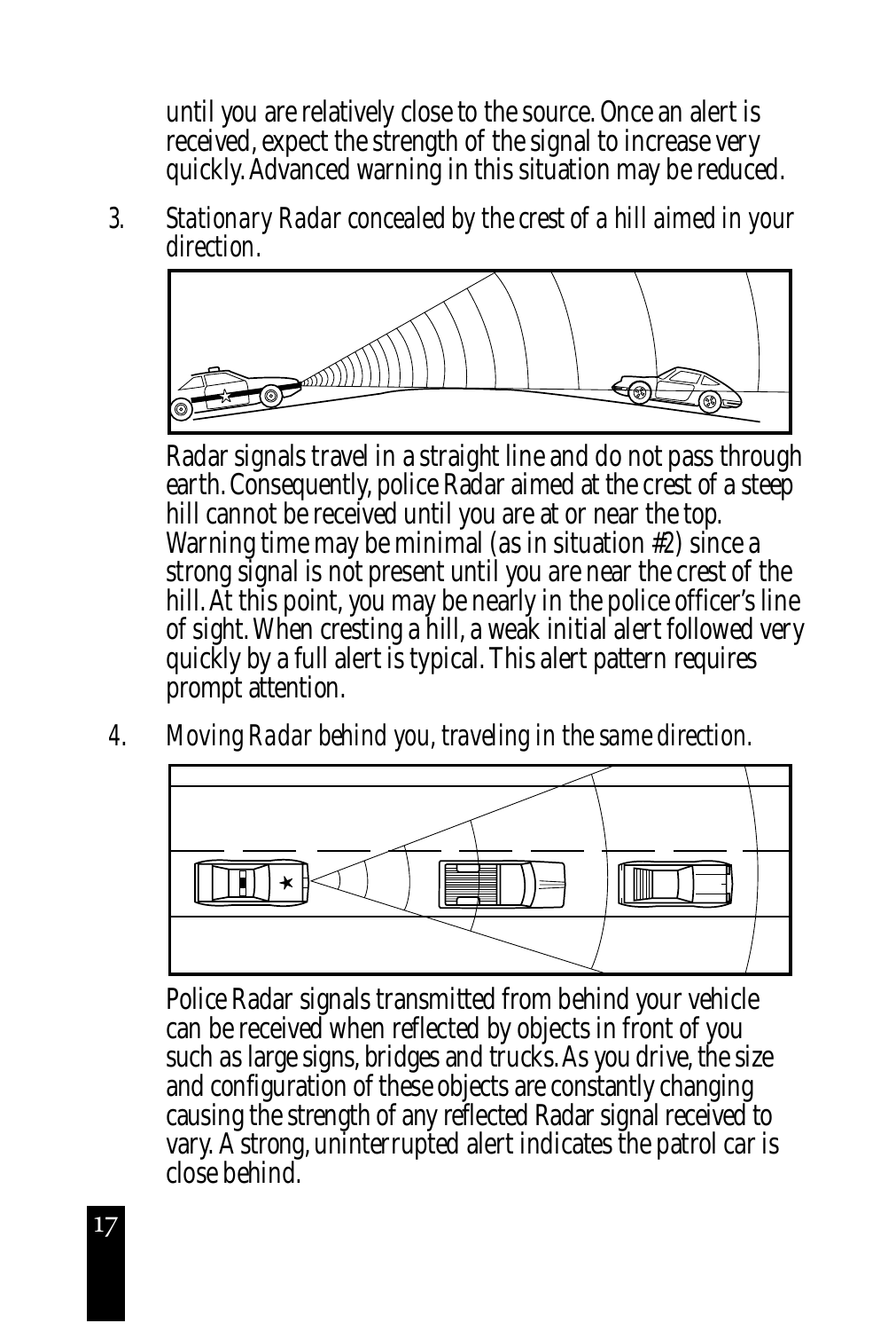until you are relatively close to the source. Once an alert is received, expect the strength of the signal to increase very quickly. Advanced warning in this situation may be reduced.

3. *Stationary Radar concealed by the crest of a hill aimed in your direction.*

   Radar signals travel in a straight line and do not pass through earth. Consequently, police Radar aimed at the crest of a steep hill cannot be received until you are at or near the top. Warning time may be minimal (as in situation #2) since a strong signal is not present until you are near the crest of the hill. At this point, you may be nearly in the police officer's line of sight. When cresting a hill, a weak initial alert followed very quickly by a full alert is typical. This alert pattern requires prompt attention.

4. *Moving Radar behind you, traveling in the same direction.*

   Police Radar signals transmitted from behind your vehicle can be received when reflected by objects in front of you such as large signs, bridges and trucks. As you drive, the size and configuration of these objects are constantly changing causing the strength of any reflected Radar signal received to vary. A strong, uninterrupted alert indicates the patrol car is close behind.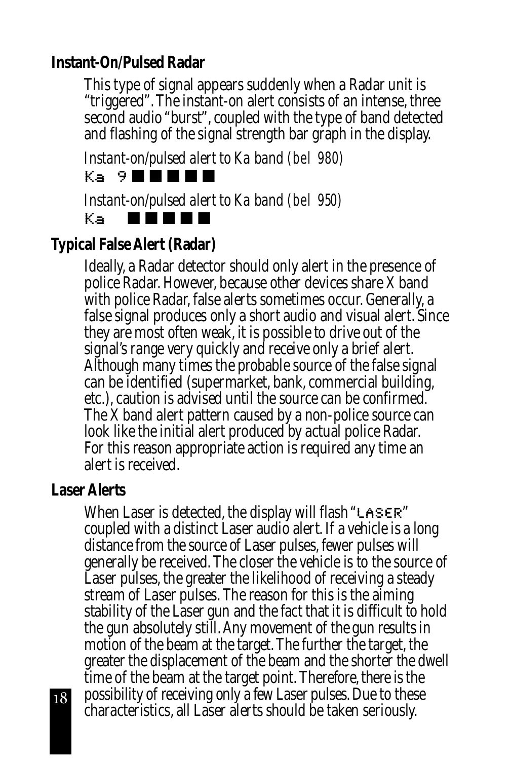### Instant-On/Pulsed Radar

This type of signal appears suddenly when a Radar unit is "triggered". The instant-on alert consists of an intense, three second audio "burst", coupled with the type of band detected and flashing of the signal strength bar graph in the display.

*Instant-on/pulsed alert to Ka band (bel 980)*

Ka 9 ■ ■ ■ ■ ■

*Instant-on/pulsed alert to Ka band (bel 950)*

Ka ■ ■ ■ ■ ■

### Typical False Alert (Radar)

Ideally, a Radar detector should only alert in the presence of police Radar. However, because other devices share X band with police Radar, false alerts sometimes occur. Generally, a false signal produces only a short audio and visual alert. Since they are most often weak, it is possible to drive out of the signal's range very quickly and receive only a brief alert. Although many times the probable source of the false signal can be identified (supermarket, bank, commercial building, etc.), caution is advised until the source can be confirmed. The X band alert pattern caused by a non-police source can look like the initial alert produced by actual police Radar. For this reason appropriate action is required any time an alert is received.

### Laser Alerts

When Laser is detected, the display will flash "LASER" coupled with a distinct Laser audio alert. If a vehicle is a long distance from the source of Laser pulses, fewer pulses will generally be received. The closer the vehicle is to the source of Laser pulses, the greater the likelihood of receiving a steady stream of Laser pulses. The reason for this is the aiming stability of the Laser gun and the fact that it is difficult to hold the gun absolutely still. Any movement of the gun results in motion of the beam at the target. The further the target, the greater the displacement of the beam and the shorter the dwell time of the beam at the target point. Therefore, there is the possibility of receiving only a few Laser pulses. Due to these characteristics, all Laser alerts should be taken seriously.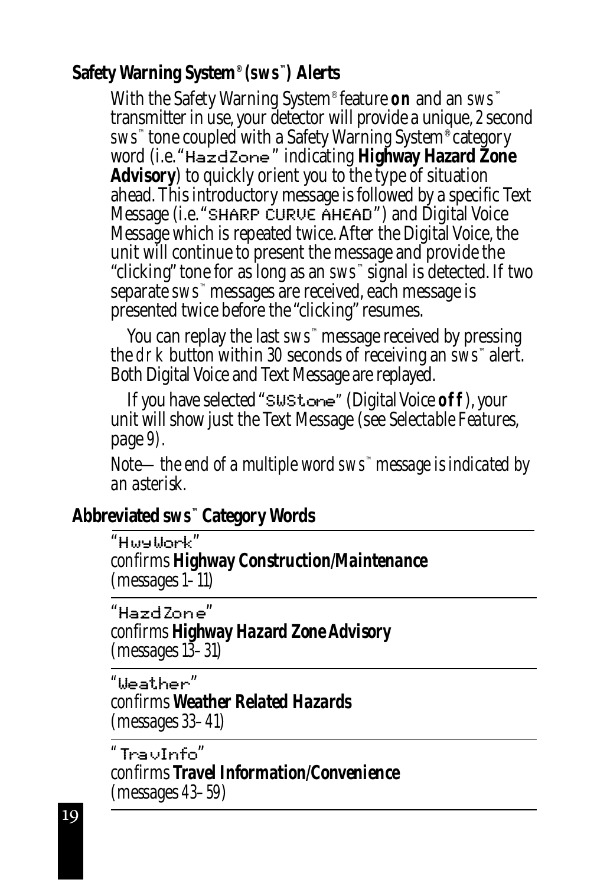## Safety Warning System® (*sws*™) Alerts

With the Safety Warning System® feature **on** and an *sws*™ transmitter in use, your detector will provide a unique, 2 second *sws*™ tone coupled with a Safety Warning System® category word (i.e. "HazdZone" indicating **Highway Hazard Zone Advisory**) to quickly orient you to the type of situation ahead. This introductory message is followed by a specific Text Message (i.e. "SHARP CURVE AHEAD") and Digital Voice Message which is repeated twice. After the Digital Voice, the unit will continue to present the message and provide the "clicking" tone for as long as an *sws*™ signal is detected. If two separate *sws*™ messages are received, each message is presented twice before the "clicking" resumes.

You can replay the last *sws*™ message received by pressing the *drk* button within 30 seconds of receiving an *sws*™ alert. Both Digital Voice and Text Message are replayed.

If you have selected "SWStone" (Digital Voice **off**), your unit will show just the Text Message (see *Selectable Features*, page 9).

*Note—the end of a multiple word sws™ message is indicated by an asterisk.*

## Abbreviated *sws*™ Category Words

"HwyWork"
confirms **Highway Construction/Maintenance**
(messages 1–11)

"HazdZone"
confirms **Highway Hazard Zone Advisory**
(messages 13–31)

"Weather"
confirms **Weather Related Hazards**
(messages 33–41)

"TravInfo"
confirms **Travel Information/Convenience**
(messages 43–59)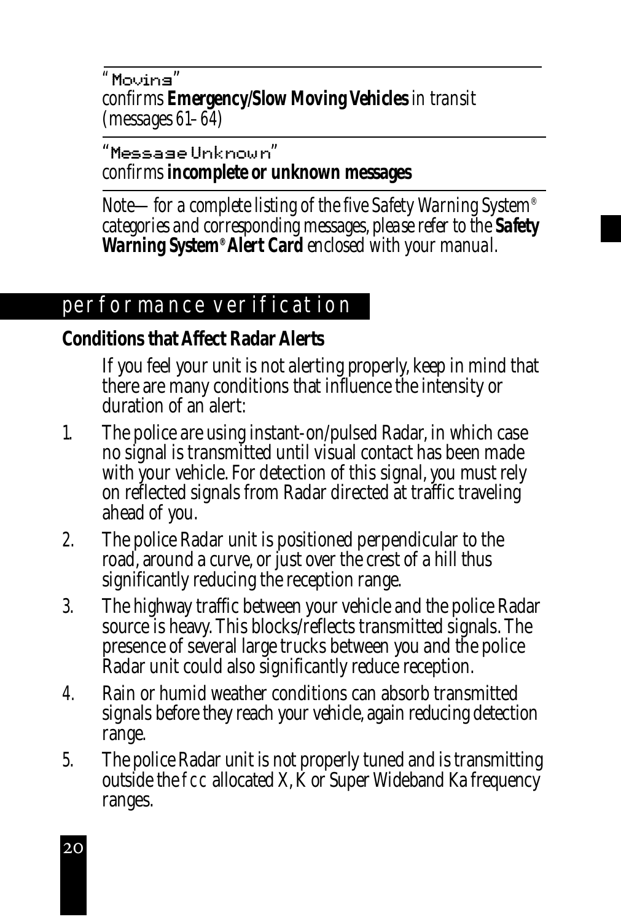"Moving"
confirms **Emergency/Slow Moving Vehicles** in transit (messages 61–64)

"Message Unknown"
confirms **incomplete or unknown messages**

*Note—for a complete listing of the five Safety Warning System® categories and corresponding messages, please refer to the* ***Safety Warning System® Alert Card*** *enclosed with your manual.*

## performance verification

### Conditions that Affect Radar Alerts

If you feel your unit is not alerting properly, keep in mind that there are many conditions that influence the intensity or duration of an alert:

1. The police are using instant-on/pulsed Radar, in which case no signal is transmitted until visual contact has been made with your vehicle. For detection of this signal, you must rely on reflected signals from Radar directed at traffic traveling ahead of you.
2. The police Radar unit is positioned perpendicular to the road, around a curve, or just over the crest of a hill thus significantly reducing the reception range.
3. The highway traffic between your vehicle and the police Radar source is heavy. This blocks/reflects transmitted signals. The presence of several large trucks between you and the police Radar unit could also significantly reduce reception.
4. Rain or humid weather conditions can absorb transmitted signals before they reach your vehicle, again reducing detection range.
5. The police Radar unit is not properly tuned and is transmitting outside the FCC allocated X, K or Super Wideband Ka frequency ranges.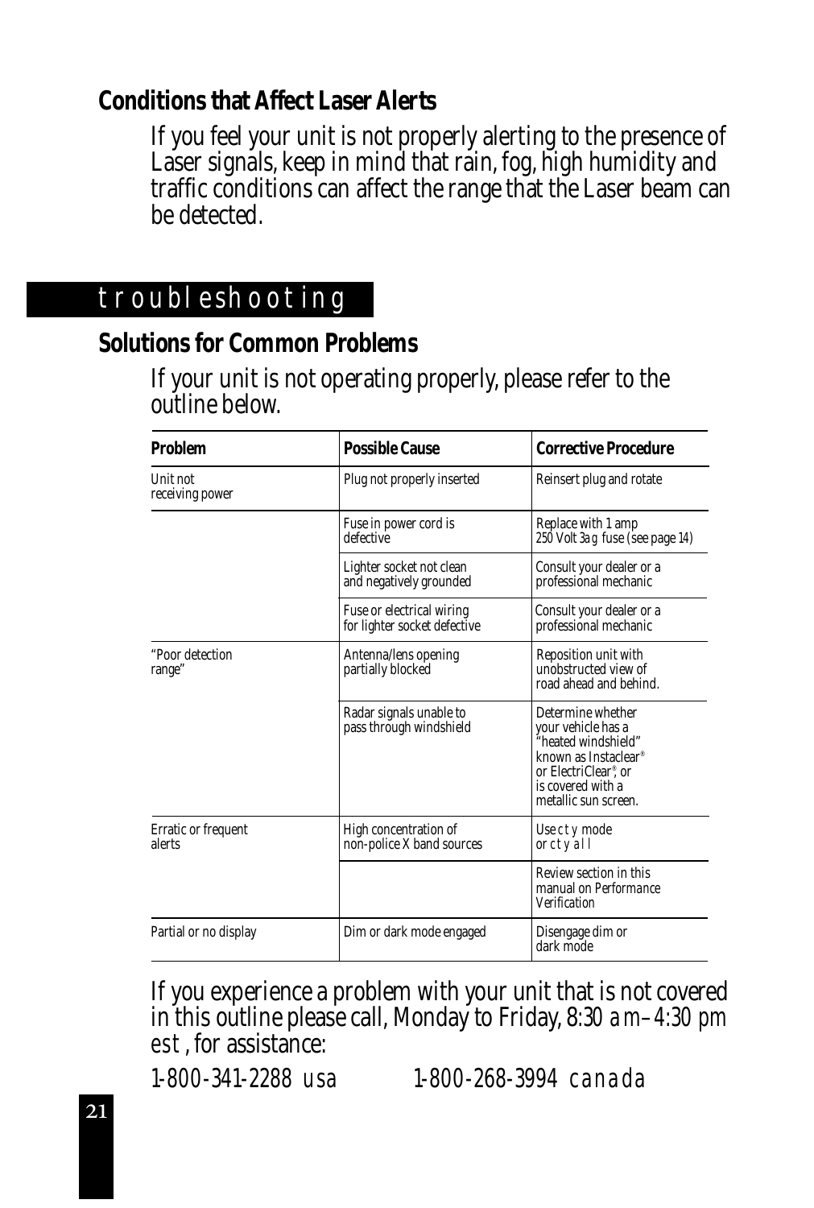## Conditions that Affect Laser Alerts

If you feel your unit is not properly alerting to the presence of Laser signals, keep in mind that rain, fog, high humidity and traffic conditions can affect the range that the Laser beam can be detected.

# troubleshooting

## Solutions for Common Problems

If your unit is not operating properly, please refer to the outline below.

| Problem | Possible Cause | Corrective Procedure |
|---|---|---|
| Unit not receiving power | Plug not properly inserted | Reinsert plug and rotate |
| | Fuse in power cord is defective | Replace with 1 amp 250 Volt 3ag fuse (see page 14) |
| | Lighter socket not clean and negatively grounded | Consult your dealer or a professional mechanic |
| | Fuse or electrical wiring for lighter socket defective | Consult your dealer or a professional mechanic |
| "Poor detection range" | Antenna/lens opening partially blocked | Reposition unit with unobstructed view of road ahead and behind. |
| | Radar signals unable to pass through windshield | Determine whether your vehicle has a "heated windshield" known as Instaclear® or ElectriClear®, or is covered with a metallic sun screen. |
| Erratic or frequent alerts | High concentration of non-police X band sources | Use cty mode or cty all |
| | | Review section in this manual on *Performance Verification* |
| Partial or no display | Dim or dark mode engaged | Disengage dim or dark mode |

If you experience a problem with your unit that is not covered in this outline please call, Monday to Friday, 8:30 am–4:30 pm est, for assistance:

1-800-341-2288 usa 1-800-268-3994 canada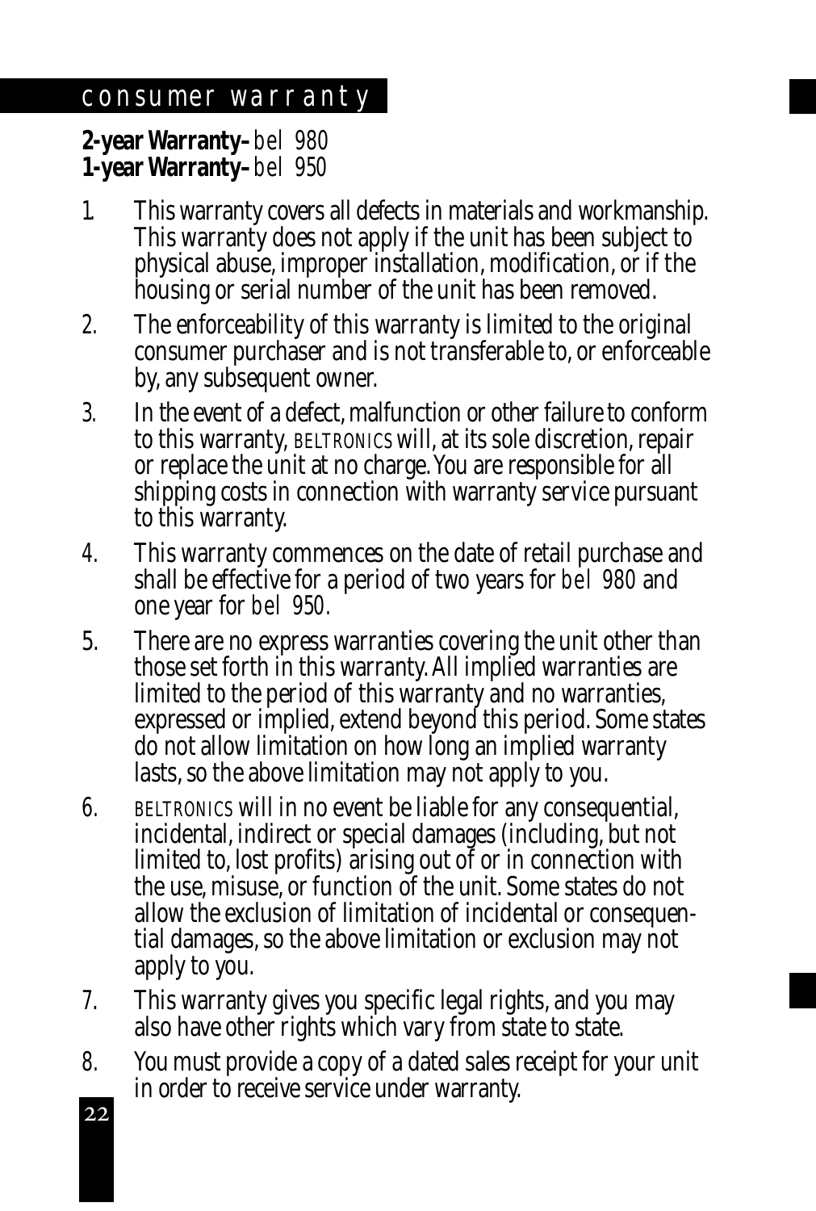## consumer warranty

**2-year Warranty–** *bel 980*
**1-year Warranty–** *bel 950*

1. This warranty covers all defects in materials and workmanship. This warranty does not apply if the unit has been subject to physical abuse, improper installation, modification, or if the housing or serial number of the unit has been removed.
2. The enforceability of this warranty is limited to the original consumer purchaser and is not transferable to, or enforceable by, any subsequent owner.
3. In the event of a defect, malfunction or other failure to conform to this warranty, BELTRONICS will, at its sole discretion, repair or replace the unit at no charge. You are responsible for all shipping costs in connection with warranty service pursuant to this warranty.
4. This warranty commences on the date of retail purchase and shall be effective for a period of two years for *bel 980* and one year for *bel 950*.
5. There are no express warranties covering the unit other than those set forth in this warranty. All implied warranties are limited to the period of this warranty and no warranties, expressed or implied, extend beyond this period. Some states do not allow limitation on how long an implied warranty lasts, so the above limitation may not apply to you.
6. BELTRONICS will in no event be liable for any consequential, incidental, indirect or special damages (including, but not limited to, lost profits) arising out of or in connection with the use, misuse, or function of the unit. Some states do not allow the exclusion of limitation of incidental or consequential damages, so the above limitation or exclusion may not apply to you.
7. This warranty gives you specific legal rights, and you may also have other rights which vary from state to state.
8. You must provide a copy of a dated sales receipt for your unit in order to receive service under warranty.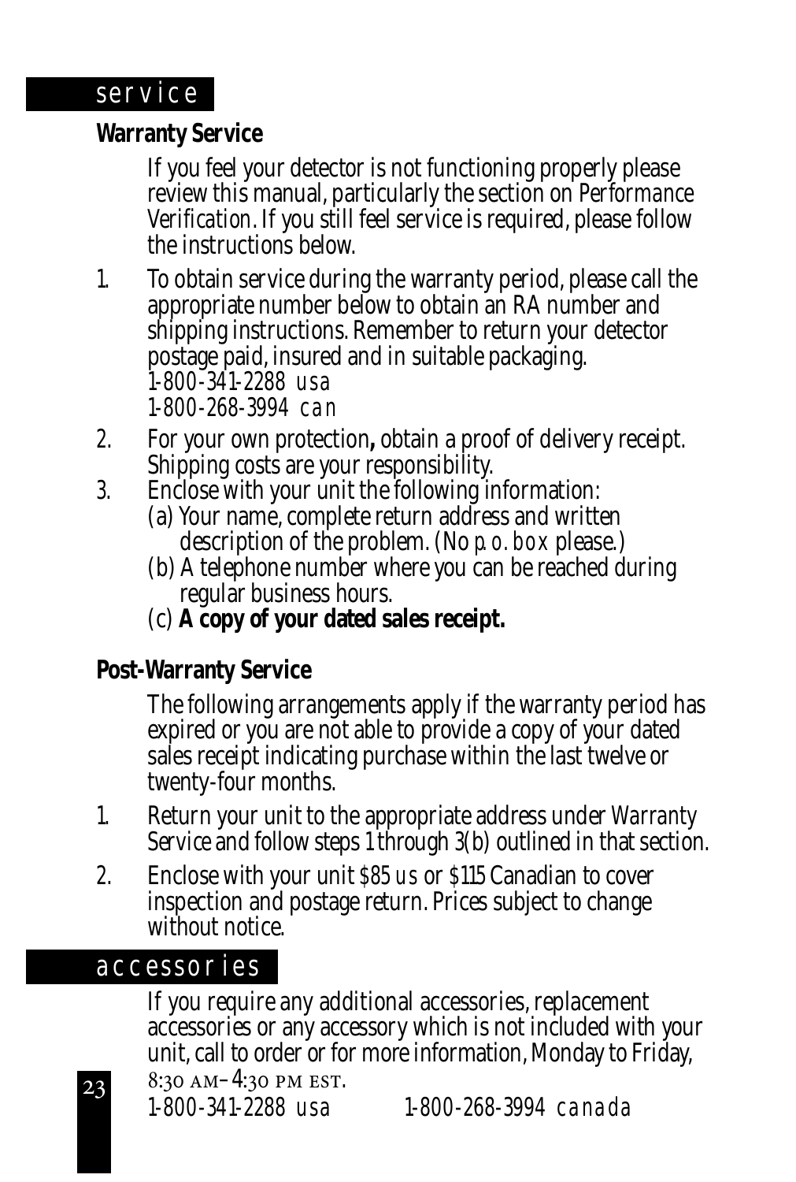## service

### Warranty Service

If you feel your detector is not functioning properly please review this manual, particularly the section on *Performance Verification*. If you still feel service is required, please follow the instructions below.

1. To obtain service during the warranty period, please call the appropriate number below to obtain an RA number and shipping instructions. Remember to return your detector postage paid, insured and in suitable packaging.
   1-800-341-2288 usa
   1-800-268-3994 can
2. For your own protection**,** obtain a proof of delivery receipt. Shipping costs are your responsibility.
3. Enclose with your unit the following information:
   (a) Your name, complete return address and written description of the problem. (No p.o. box please.)
   (b) A telephone number where you can be reached during regular business hours.
   (c) **A copy of your dated sales receipt.**

### Post-Warranty Service

The following arrangements apply if the warranty period has expired or you are not able to provide a copy of your dated sales receipt indicating purchase within the last twelve or twenty-four months.

1. Return your unit to the appropriate address under *Warranty Service* and follow steps 1 through 3(b) outlined in that section.
2. Enclose with your unit $85 us or $115 Canadian to cover inspection and postage return. Prices subject to change without notice.

## accessories

If you require any additional accessories, replacement accessories or any accessory which is not included with your unit, call to order or for more information, Monday to Friday, 8:30 AM–4:30 PM EST.

1-800-341-2288 usa 1-800-268-3994 canada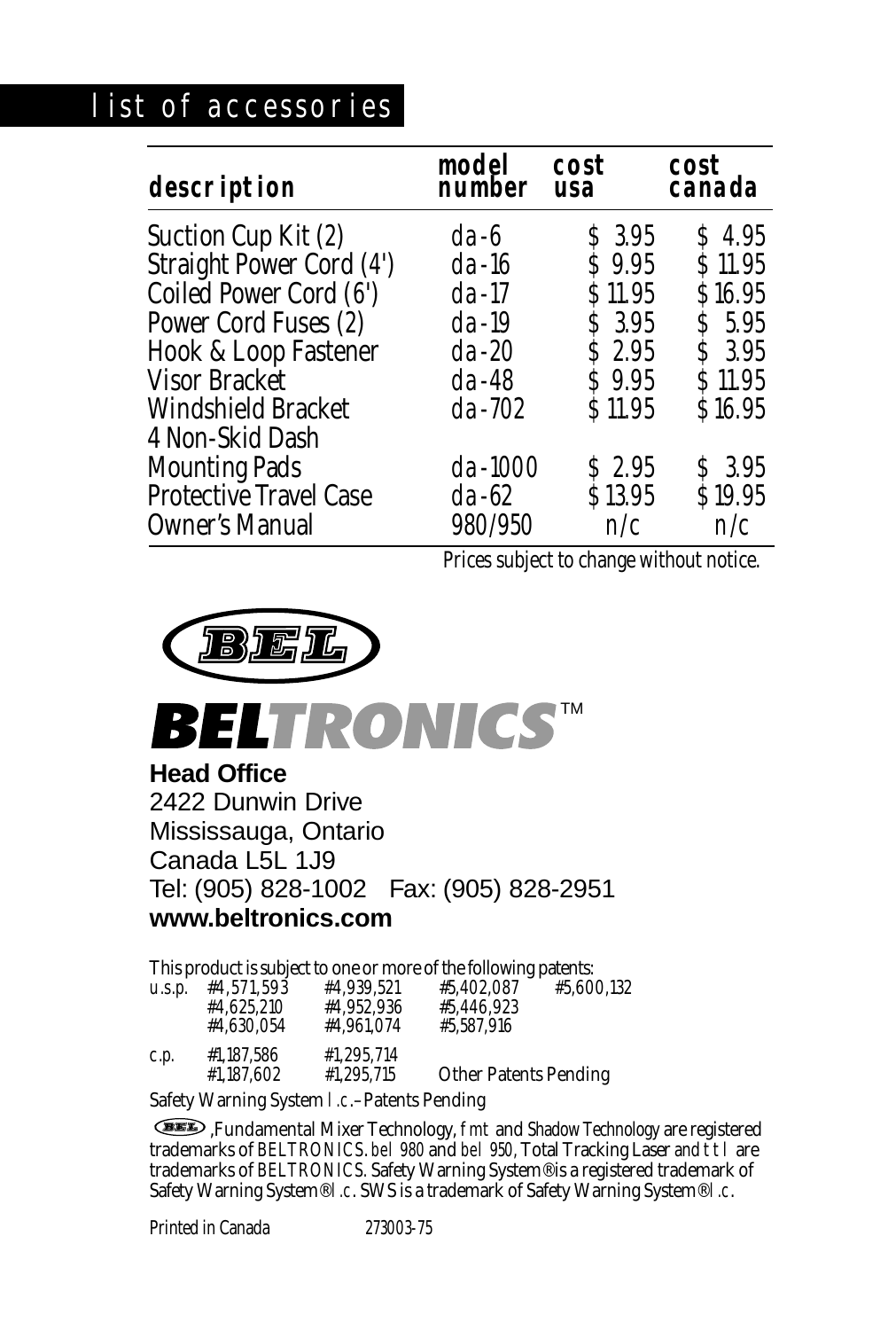# list of accessories

| description | model number | cost usa | cost canada |
|---|---|---|---|
| Suction Cup Kit (2) | da-6 | $ 3.95 | $ 4.95 |
| Straight Power Cord (4') | da-16 | $ 9.95 | $ 11.95 |
| Coiled Power Cord (6') | da-17 | $ 11.95 | $ 16.95 |
| Power Cord Fuses (2) | da-19 | $ 3.95 | $ 5.95 |
| Hook & Loop Fastener | da-20 | $ 2.95 | $ 3.95 |
| Visor Bracket | da-48 | $ 9.95 | $ 11.95 |
| Windshield Bracket | da-702 | $ 11.95 | $ 16.95 |
| 4 Non-Skid Dash Mounting Pads | da-1000 | $ 2.95 | $ 3.95 |
| Protective Travel Case | da-62 | $ 13.95 | $ 19.95 |
| Owner's Manual | 980/950 | n/c | n/c |

*Prices subject to change without notice.*

BEL

**BELTRONICS**™

**Head Office**
2422 Dunwin Drive
Mississauga, Ontario
Canada L5L 1J9
Tel: (905) 828-1002 Fax: (905) 828-2951
**www.beltronics.com**

This product is subject to one or more of the following patents:

| | | | | |
|---|---|---|---|---|
| u.s.p. | #4,571,593 | #4,939,521 | #5,402,087 | #5,600,132 |
| | #4,625,210 | #4,952,936 | #5,446,923 | |
| | #4,630,054 | #4,961,074 | #5,587,916 | |
| c.p. | #1,187,586 | #1,295,714 | | |
| | #1,187,602 | #1,295,715 | Other Patents Pending | |

Safety Warning System l.c.–Patents Pending

BEL, Fundamental Mixer Technology, fmt and Shadow Technology are registered trademarks of BELTRONICS. bel 980 and bel 950, Total Tracking Laser and ttl are trademarks of BELTRONICS. Safety Warning System® is a registered trademark of Safety Warning System® l.c. SWS is a trademark of Safety Warning System® l.c.

Printed in Canada 273003-75